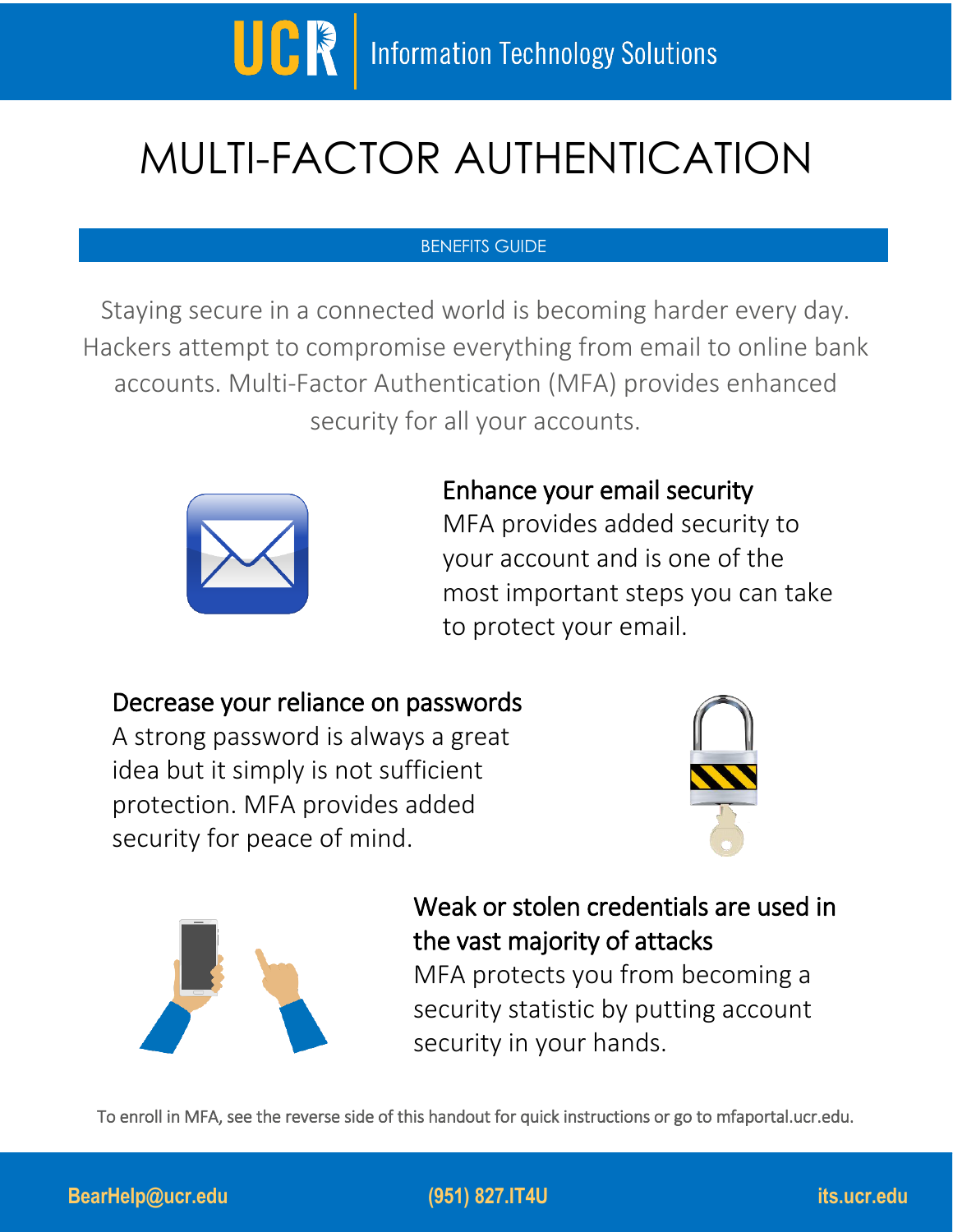UCR Information Technology Solutions

# MULTI-FACTOR AUTHENTICATION

BENEFITS GUIDE

Staying secure in a connected world is becoming harder every day. Hackers attempt to compromise everything from email to online bank accounts. Multi-Factor Authentication (MFA) provides enhanced security for all your accounts.

## Enhance your email security

MFA provides added security to your account and is one of the most important steps you can take to protect your email.

## Decrease your reliance on passwords

A strong password is always a great idea but it simply is not sufficient protection. MFA provides added security for peace of mind.

## Weak or stolen credentials are used in the vast majority of attacks

MFA protects you from becoming a security statistic by putting account security in your hands.

To enroll in MFA, see the reverse side of this handout for quick instructions or go to mfaportal.ucr.edu.

BearHelp@ucr.edu (951) 827.IT4U its.ucr.edu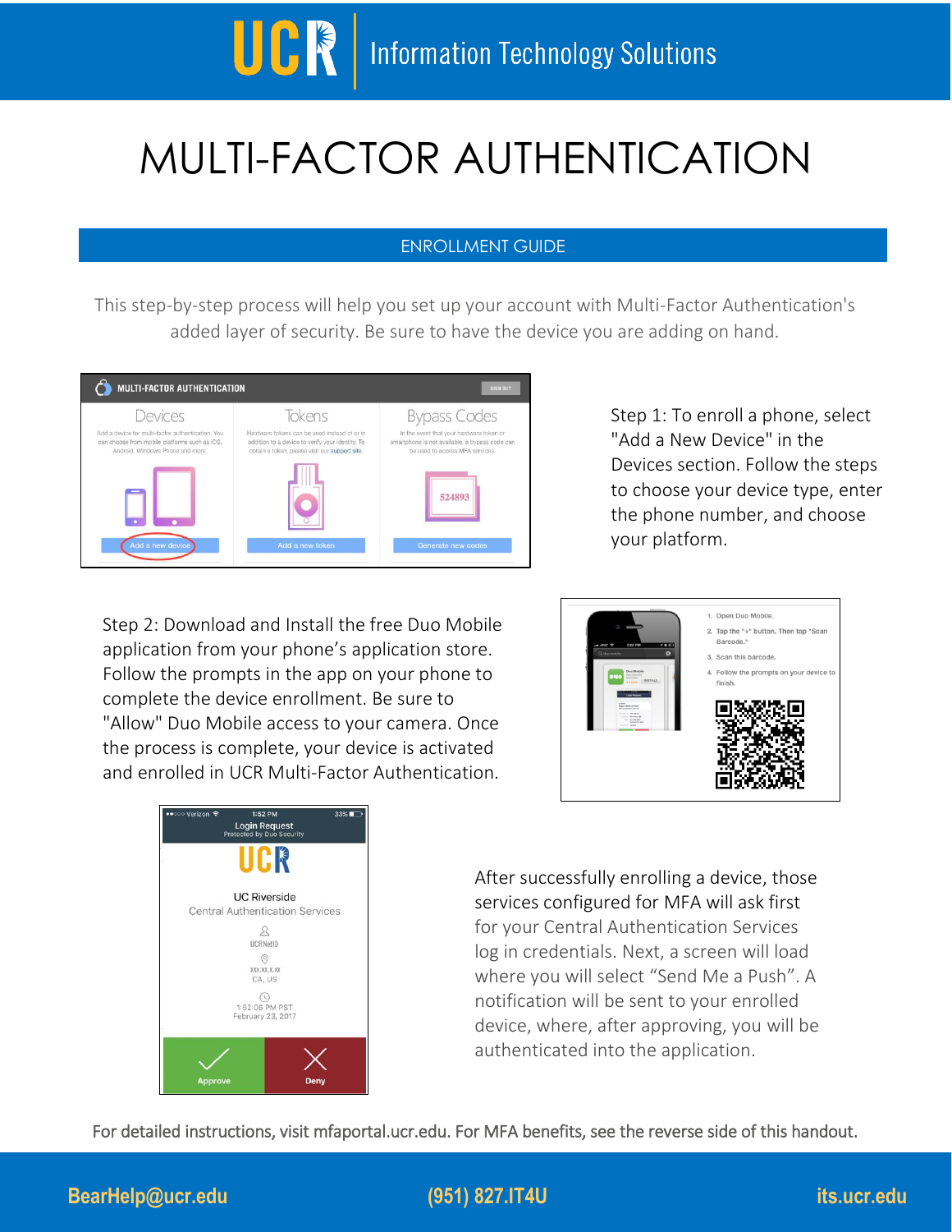UCR | Information Technology Solutions

# MULTI-FACTOR AUTHENTICATION

## ENROLLMENT GUIDE

This step-by-step process will help you set up your account with Multi-Factor Authentication's added layer of security. Be sure to have the device you are adding on hand.

Step 1: To enroll a phone, select "Add a New Device" in the Devices section. Follow the steps to choose your device type, enter the phone number, and choose your platform.

Step 2: Download and Install the free Duo Mobile application from your phone's application store. Follow the prompts in the app on your phone to complete the device enrollment. Be sure to "Allow" Duo Mobile access to your camera. Once the process is complete, your device is activated and enrolled in UCR Multi-Factor Authentication.

After successfully enrolling a device, those services configured for MFA will ask first for your Central Authentication Services log in credentials. Next, a screen will load where you will select "Send Me a Push". A notification will be sent to your enrolled device, where, after approving, you will be authenticated into the application.

For detailed instructions, visit mfaportal.ucr.edu. For MFA benefits, see the reverse side of this handout.

BearHelp@ucr.edu | (951) 827.IT4U | its.ucr.edu